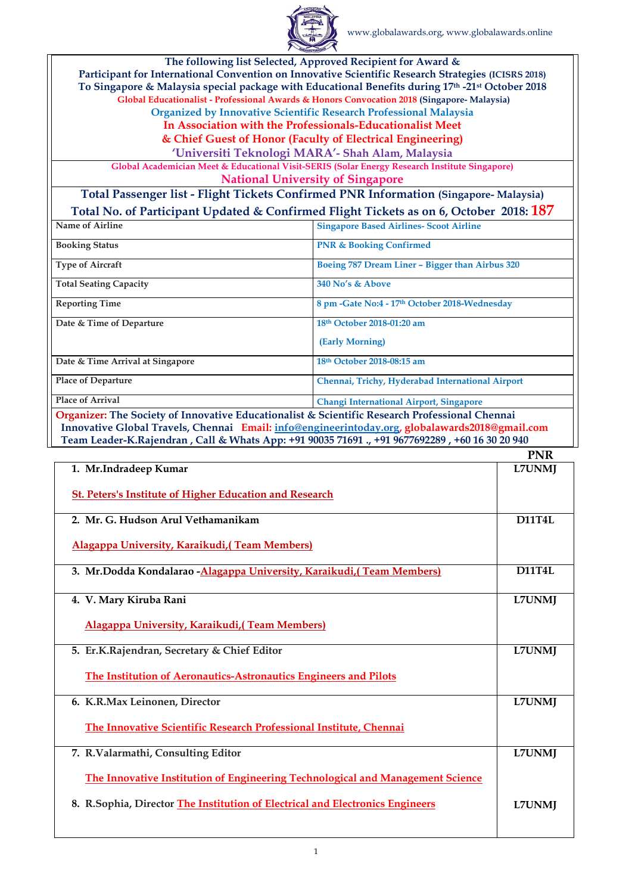www.globalawards.org, www.globalawards.online

**The following list Selected, Approved Recipient for Award & Participant for International Convention on Innovative Scientific Research Strategies (ICISRS 2018) To Singapore & Malaysia special package with Educational Benefits during 17th -21st October 2018**

**Global Educationalist - Professional Awards & Honors Convocation 2018 (Singapore- Malaysia)**

**Organized by Innovative Scientific Research Professional Malaysia**

**In Association with the Professionals-Educationalist Meet & Chief Guest of Honor (Faculty of Electrical Engineering) 'Universiti Teknologi MARA'- Shah Alam, Malaysia**

**Global Academician Meet & Educational Visit-SERIS (Solar Energy Research Institute Singapore) National University of Singapore**

**Total Passenger list - Flight Tickets Confirmed PNR Information (Singapore- Malaysia)**

**Total No. of Participant Updated & Confirmed Flight Tickets as on 6, October 2018: 187**

| | |
|---|---|
| Name of Airline | Singapore Based Airlines- Scoot Airline |
| Booking Status | PNR & Booking Confirmed |
| Type of Aircraft | Boeing 787 Dream Liner – Bigger than Airbus 320 |
| Total Seating Capacity | 340 No's & Above |
| Reporting Time | 8 pm -Gate No:4 - 17th October 2018-Wednesday |
| Date & Time of Departure | 18th October 2018-01:20 am (Early Morning) |
| Date & Time Arrival at Singapore | 18th October 2018-08:15 am |
| Place of Departure | Chennai, Trichy, Hyderabad International Airport |
| Place of Arrival | Changi International Airport, Singapore |

**Organizer:** The Society of Innovative Educationalist & Scientific Research Professional Chennai Innovative Global Travels, Chennai **Email:** info@engineerintoday.org, globalawards2018@gmail.com
Team Leader-K.Rajendran , Call & Whats App: +91 90035 71691 ., +91 9677692289 , +60 16 30 20 940

| | PNR |
|---|---|
| 1. Mr.Indradeep Kumar<br>St. Peters's Institute of Higher Education and Research | L7UNMJ |
| 2. Mr. G. Hudson Arul Vethamanikam<br>Alagappa University, Karaikudi,( Team Members) | D11T4L |
| 3. Mr.Dodda Kondalarao -Alagappa University, Karaikudi,( Team Members) | D11T4L |
| 4. V. Mary Kiruba Rani<br>Alagappa University, Karaikudi,( Team Members) | L7UNMJ |
| 5. Er.K.Rajendran, Secretary & Chief Editor<br>The Institution of Aeronautics-Astronautics Engineers and Pilots | L7UNMJ |
| 6. K.R.Max Leinonen, Director<br>The Innovative Scientific Research Professional Institute, Chennai | L7UNMJ |
| 7. R.Valarmathi, Consulting Editor<br>The Innovative Institution of Engineering Technological and Management Science | L7UNMJ |
| 8. R.Sophia, Director The Institution of Electrical and Electronics Engineers | L7UNMJ |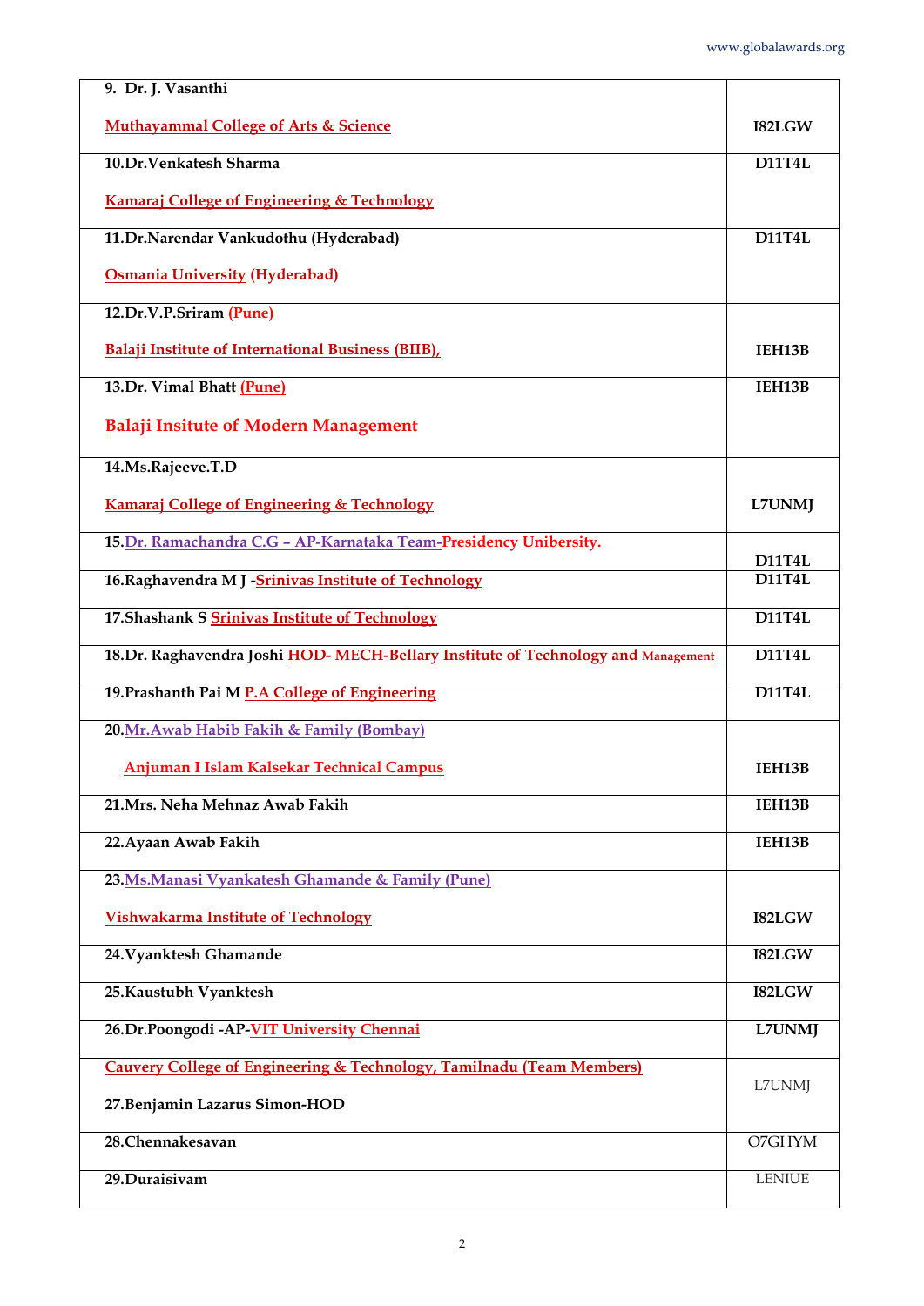| | |
|---|---|
| 9. Dr. J. Vasanthi<br><br>Muthayammal College of Arts & Science | I82LGW |
| 10.Dr.Venkatesh Sharma<br><br>Kamaraj College of Engineering & Technology | D11T4L |
| 11.Dr.Narendar Vankudothu (Hyderabad)<br><br>Osmania University (Hyderabad) | D11T4L |
| 12.Dr.V.P.Sriram (Pune)<br><br>Balaji Institute of International Business (BIIB), | IEH13B |
| 13.Dr. Vimal Bhatt (Pune)<br><br>Balaji Insitute of Modern Management | IEH13B |
| 14.Ms.Rajeeve.T.D<br><br>Kamaraj College of Engineering & Technology | L7UNMJ |
| 15.Dr. Ramachandra C.G – AP-Karnataka Team-Presidency Unibersity. | D11T4L |
| 16.Raghavendra M J -Srinivas Institute of Technology | D11T4L |
| 17.Shashank S Srinivas Institute of Technology | D11T4L |
| 18.Dr. Raghavendra Joshi HOD- MECH-Bellary Institute of Technology and Management | D11T4L |
| 19.Prashanth Pai M P.A College of Engineering | D11T4L |
| 20.Mr.Awab Habib Fakih & Family (Bombay)<br><br>Anjuman I Islam Kalsekar Technical Campus | IEH13B |
| 21.Mrs. Neha Mehnaz Awab Fakih | IEH13B |
| 22.Ayaan Awab Fakih | IEH13B |
| 23.Ms.Manasi Vyankatesh Ghamande & Family (Pune)<br><br>Vishwakarma Institute of Technology | I82LGW |
| 24.Vyanktesh Ghamande | I82LGW |
| 25.Kaustubh Vyanktesh | I82LGW |
| 26.Dr.Poongodi -AP-VIT University Chennai | L7UNMJ |
| Cauvery College of Engineering & Technology, Tamilnadu (Team Members)<br><br>27.Benjamin Lazarus Simon-HOD | L7UNMJ |
| 28.Chennakesavan | O7GHYM |
| 29.Duraisivam | LENIUE |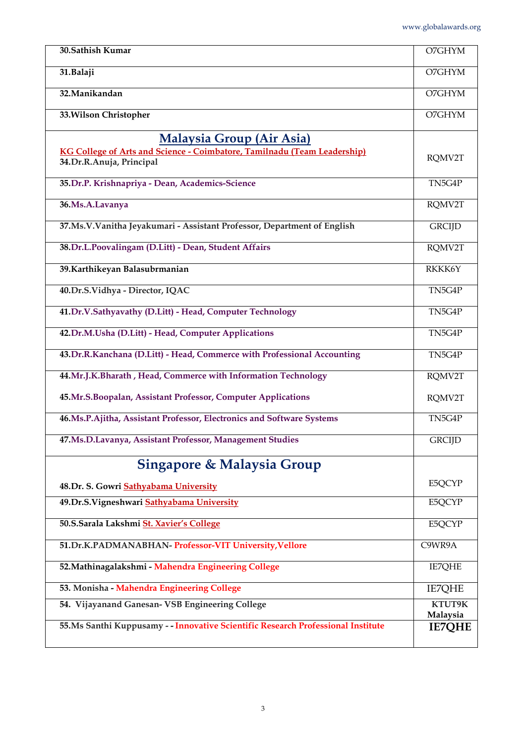| | |
|---|---|
| **30.Sathish Kumar** | O7GHYM |
| **31.Balaji** | O7GHYM |
| **32.Manikandan** | O7GHYM |
| **33.Wilson Christopher** | O7GHYM |
| **Malaysia Group (Air Asia)**<br>**KG College of Arts and Science - Coimbatore, Tamilnadu (Team Leadership)**<br>**34.Dr.R.Anuja, Principal** | RQMV2T |
| **35.Dr.P. Krishnapriya - Dean, Academics-Science** | TN5G4P |
| **36.Ms.A.Lavanya** | RQMV2T |
| **37.Ms.V.Vanitha Jeyakumari - Assistant Professor, Department of English** | GRCIJD |
| **38.Dr.L.Poovalingam (D.Litt) - Dean, Student Affairs** | RQMV2T |
| **39.Karthikeyan Balasubrmanian** | RKKK6Y |
| **40.Dr.S.Vidhya - Director, IQAC** | TN5G4P |
| **41.Dr.V.Sathyavathy (D.Litt) - Head, Computer Technology** | TN5G4P |
| **42.Dr.M.Usha (D.Litt) - Head, Computer Applications** | TN5G4P |
| **43.Dr.R.Kanchana (D.Litt) - Head, Commerce with Professional Accounting** | TN5G4P |
| **44.Mr.J.K.Bharath , Head, Commerce with Information Technology**<br>**45.Mr.S.Boopalan, Assistant Professor, Computer Applications** | RQMV2T<br>RQMV2T |
| **46.Ms.P.Ajitha, Assistant Professor, Electronics and Software Systems** | TN5G4P |
| **47.Ms.D.Lavanya, Assistant Professor, Management Studies** | GRCIJD |
| **Singapore & Malaysia Group**<br>**48.Dr. S. Gowri Sathyabama University** | E5QCYP |
| **49.Dr.S.Vigneshwari Sathyabama University** | E5QCYP |
| **50.S.Sarala Lakshmi St. Xavier's College** | E5QCYP |
| **51.Dr.K.PADMANABHAN- Professor-VIT University,Vellore** | C9WR9A |
| **52.Mathinagalakshmi - Mahendra Engineering College** | IE7QHE |
| **53. Monisha - Mahendra Engineering College** | IE7QHE |
| **54. Vijayanand Ganesan- VSB Engineering College** | **KTUT9K Malaysia** |
| **55.Ms Santhi Kuppusamy - - Innovative Scientific Research Professional Institute** | **IE7QHE** |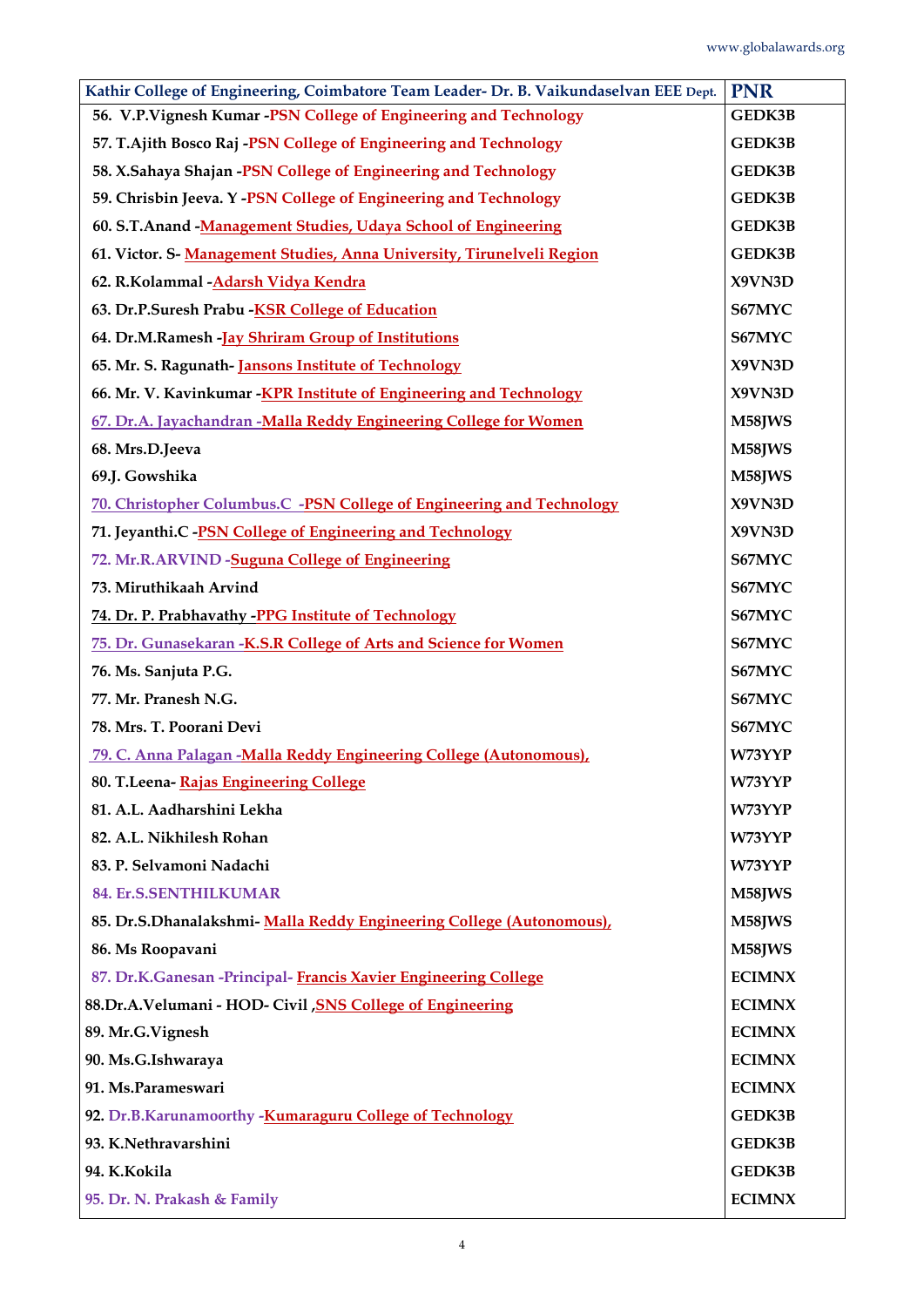| Kathir College of Engineering, Coimbatore Team Leader- Dr. B. Vaikundaselvan EEE Dept. | PNR |
|---|---|
| 56. V.P.Vignesh Kumar -PSN College of Engineering and Technology | GEDK3B |
| 57. T.Ajith Bosco Raj -PSN College of Engineering and Technology | GEDK3B |
| 58. X.Sahaya Shajan -PSN College of Engineering and Technology | GEDK3B |
| 59. Chrisbin Jeeva. Y -PSN College of Engineering and Technology | GEDK3B |
| 60. S.T.Anand -Management Studies, Udaya School of Engineering | GEDK3B |
| 61. Victor. S- Management Studies, Anna University, Tirunelveli Region | GEDK3B |
| 62. R.Kolammal -Adarsh Vidya Kendra | X9VN3D |
| 63. Dr.P.Suresh Prabu -KSR College of Education | S67MYC |
| 64. Dr.M.Ramesh -Jay Shriram Group of Institutions | S67MYC |
| 65. Mr. S. Ragunath- Jansons Institute of Technology | X9VN3D |
| 66. Mr. V. Kavinkumar -KPR Institute of Engineering and Technology | X9VN3D |
| 67. Dr.A. Jayachandran -Malla Reddy Engineering College for Women | M58JWS |
| 68. Mrs.D.Jeeva | M58JWS |
| 69.J. Gowshika | M58JWS |
| 70. Christopher Columbus.C -PSN College of Engineering and Technology | X9VN3D |
| 71. Jeyanthi.C -PSN College of Engineering and Technology | X9VN3D |
| 72. Mr.R.ARVIND -Suguna College of Engineering | S67MYC |
| 73. Miruthikaah Arvind | S67MYC |
| 74. Dr. P. Prabhavathy -PPG Institute of Technology | S67MYC |
| 75. Dr. Gunasekaran -K.S.R College of Arts and Science for Women | S67MYC |
| 76. Ms. Sanjuta P.G. | S67MYC |
| 77. Mr. Pranesh N.G. | S67MYC |
| 78. Mrs. T. Poorani Devi | S67MYC |
| 79. C. Anna Palagan -Malla Reddy Engineering College (Autonomous), | W73YYP |
| 80. T.Leena- Rajas Engineering College | W73YYP |
| 81. A.L. Aadharshini Lekha | W73YYP |
| 82. A.L. Nikhilesh Rohan | W73YYP |
| 83. P. Selvamoni Nadachi | W73YYP |
| 84. Er.S.SENTHILKUMAR | M58JWS |
| 85. Dr.S.Dhanalakshmi- Malla Reddy Engineering College (Autonomous), | M58JWS |
| 86. Ms Roopavani | M58JWS |
| 87. Dr.K.Ganesan -Principal- Francis Xavier Engineering College | ECIMNX |
| 88.Dr.A.Velumani - HOD- Civil ,SNS College of Engineering | ECIMNX |
| 89. Mr.G.Vignesh | ECIMNX |
| 90. Ms.G.Ishwaraya | ECIMNX |
| 91. Ms.Parameswari | ECIMNX |
| 92. Dr.B.Karunamoorthy -Kumaraguru College of Technology | GEDK3B |
| 93. K.Nethravarshini | GEDK3B |
| 94. K.Kokila | GEDK3B |
| 95. Dr. N. Prakash & Family | ECIMNX |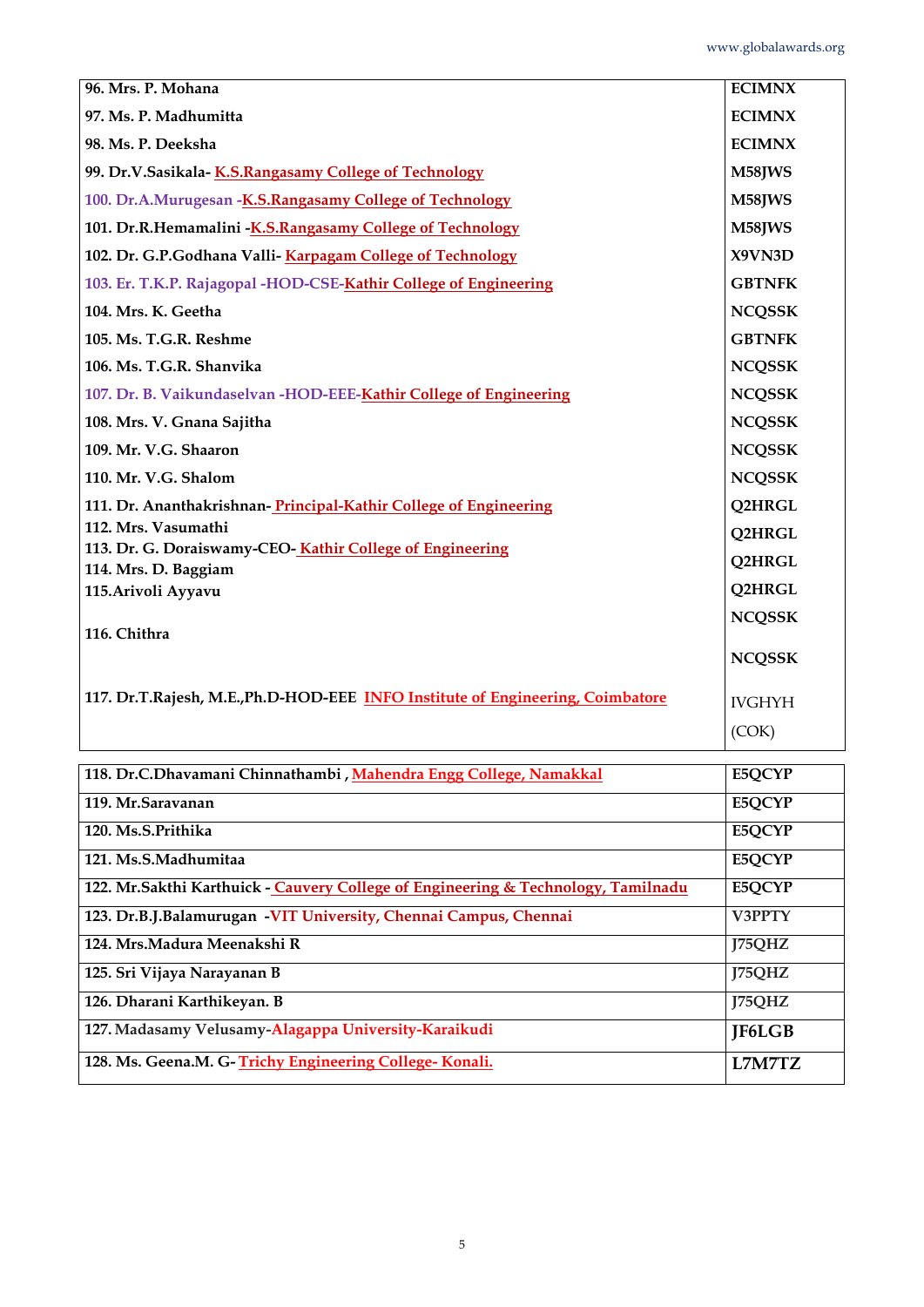| | |
|---|---|
| 96. Mrs. P. Mohana | ECIMNX |
| 97. Ms. P. Madhumitta | ECIMNX |
| 98. Ms. P. Deeksha | ECIMNX |
| 99. Dr.V.Sasikala- K.S.Rangasamy College of Technology | M58JWS |
| 100. Dr.A.Murugesan -K.S.Rangasamy College of Technology | M58JWS |
| 101. Dr.R.Hemamalini -K.S.Rangasamy College of Technology | M58JWS |
| 102. Dr. G.P.Godhana Valli- Karpagam College of Technology | X9VN3D |
| 103. Er. T.K.P. Rajagopal -HOD-CSE-Kathir College of Engineering | GBTNFK |
| 104. Mrs. K. Geetha | NCQSSK |
| 105. Ms. T.G.R. Reshme | GBTNFK |
| 106. Ms. T.G.R. Shanvika | NCQSSK |
| 107. Dr. B. Vaikundaselvan -HOD-EEE-Kathir College of Engineering | NCQSSK |
| 108. Mrs. V. Gnana Sajitha | NCQSSK |
| 109. Mr. V.G. Shaaron | NCQSSK |
| 110. Mr. V.G. Shalom | NCQSSK |
| 111. Dr. Ananthakrishnan- Principal-Kathir College of Engineering | Q2HRGL |
| 112. Mrs. Vasumathi | Q2HRGL |
| 113. Dr. G. Doraiswamy-CEO- Kathir College of Engineering | Q2HRGL |
| 114. Mrs. D. Baggiam | Q2HRGL |
| 115.Arivoli Ayyavu | NCQSSK |
| 116. Chithra | NCQSSK |
| 117. Dr.T.Rajesh, M.E.,Ph.D-HOD-EEE INFO Institute of Engineering, Coimbatore | IVGHYH (COK) |

| | |
|---|---|
| 118. Dr.C.Dhavamani Chinnathambi , Mahendra Engg College, Namakkal | E5QCYP |
| 119. Mr.Saravanan | E5QCYP |
| 120. Ms.S.Prithika | E5QCYP |
| 121. Ms.S.Madhumitaa | E5QCYP |
| 122. Mr.Sakthi Karthuick - Cauvery College of Engineering & Technology, Tamilnadu | E5QCYP |
| 123. Dr.B.J.Balamurugan -VIT University, Chennai Campus, Chennai | V3PPTY |
| 124. Mrs.Madura Meenakshi R | J75QHZ |
| 125. Sri Vijaya Narayanan B | J75QHZ |
| 126. Dharani Karthikeyan. B | J75QHZ |
| 127. Madasamy Velusamy-Alagappa University-Karaikudi | JF6LGB |
| 128. Ms. Geena.M. G- Trichy Engineering College- Konali. | L7M7TZ |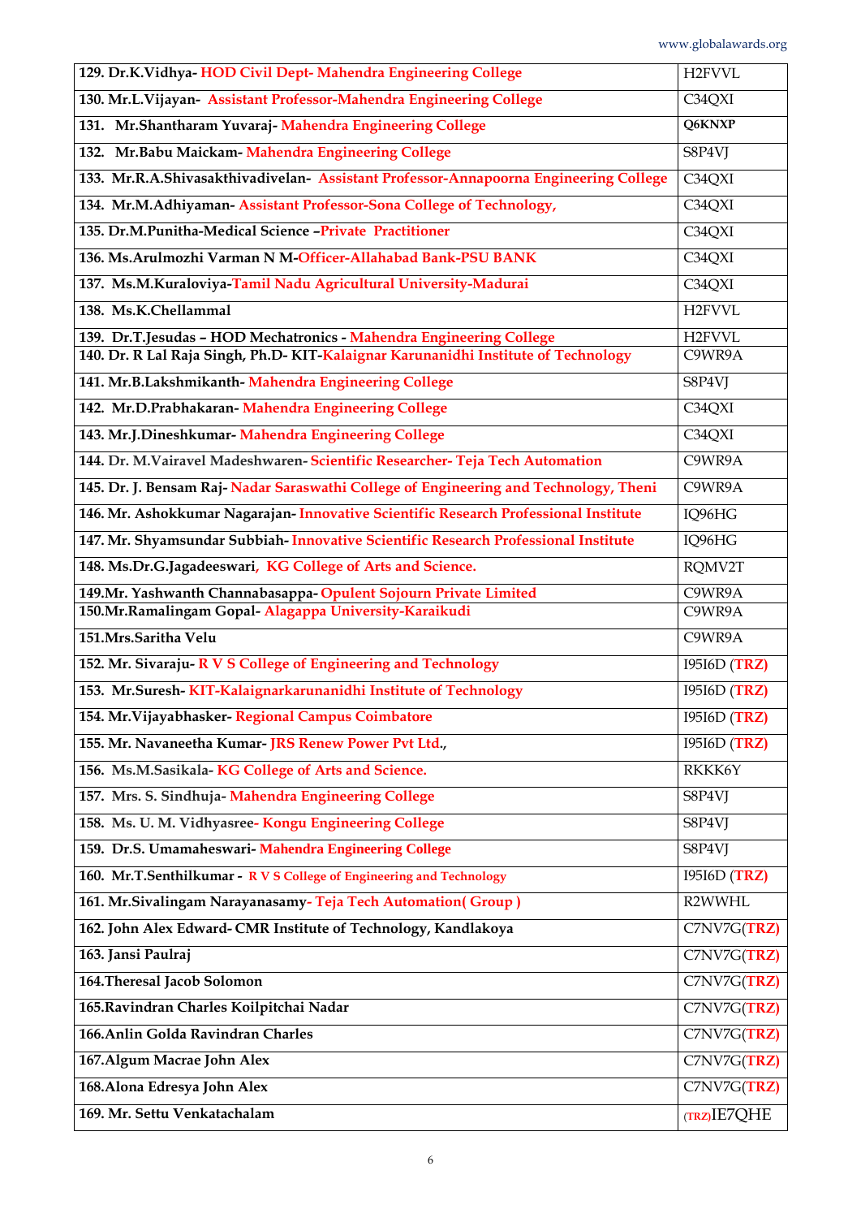| | |
|---|---|
| 129. Dr.K.Vidhya- HOD Civil Dept- Mahendra Engineering College | H2FVVL |
| 130. Mr.L.Vijayan- Assistant Professor-Mahendra Engineering College | C34QXI |
| 131. Mr.Shantharam Yuvaraj- Mahendra Engineering College | Q6KNXP |
| 132. Mr.Babu Maickam- Mahendra Engineering College | S8P4VJ |
| 133. Mr.R.A.Shivasakthivadivelan- Assistant Professor-Annapoorna Engineering College | C34QXI |
| 134. Mr.M.Adhiyaman- Assistant Professor-Sona College of Technology, | C34QXI |
| 135. Dr.M.Punitha-Medical Science –Private Practitioner | C34QXI |
| 136. Ms.Arulmozhi Varman N M-Officer-Allahabad Bank-PSU BANK | C34QXI |
| 137. Ms.M.Kuraloviya-Tamil Nadu Agricultural University-Madurai | C34QXI |
| 138. Ms.K.Chellammal | H2FVVL |
| 139. Dr.T.Jesudas – HOD Mechatronics - Mahendra Engineering College | H2FVVL |
| 140. Dr. R Lal Raja Singh, Ph.D- KIT-Kalaignar Karunanidhi Institute of Technology | C9WR9A |
| 141. Mr.B.Lakshmikanth- Mahendra Engineering College | S8P4VJ |
| 142. Mr.D.Prabhakaran- Mahendra Engineering College | C34QXI |
| 143. Mr.J.Dineshkumar- Mahendra Engineering College | C34QXI |
| 144. Dr. M.Vairavel Madeshwaren- Scientific Researcher- Teja Tech Automation | C9WR9A |
| 145. Dr. J. Bensam Raj- Nadar Saraswathi College of Engineering and Technology, Theni | C9WR9A |
| 146. Mr. Ashokkumar Nagarajan- Innovative Scientific Research Professional Institute | IQ96HG |
| 147. Mr. Shyamsundar Subbiah- Innovative Scientific Research Professional Institute | IQ96HG |
| 148. Ms.Dr.G.Jagadeeswari, KG College of Arts and Science. | RQMV2T |
| 149.Mr. Yashwanth Channabasappa- Opulent Sojourn Private Limited | C9WR9A |
| 150.Mr.Ramalingam Gopal- Alagappa University-Karaikudi | C9WR9A |
| 151.Mrs.Saritha Velu | C9WR9A |
| 152. Mr. Sivaraju- R V S College of Engineering and Technology | I95I6D (TRZ) |
| 153. Mr.Suresh- KIT-Kalaignarkarunanidhi Institute of Technology | I95I6D (TRZ) |
| 154. Mr.Vijayabhasker- Regional Campus Coimbatore | I95I6D (TRZ) |
| 155. Mr. Navaneetha Kumar- JRS Renew Power Pvt Ltd., | I95I6D (TRZ) |
| 156. Ms.M.Sasikala- KG College of Arts and Science. | RKKK6Y |
| 157. Mrs. S. Sindhuja- Mahendra Engineering College | S8P4VJ |
| 158. Ms. U. M. Vidhyasree- Kongu Engineering College | S8P4VJ |
| 159. Dr.S. Umamaheswari- Mahendra Engineering College | S8P4VJ |
| 160. Mr.T.Senthilkumar - R V S College of Engineering and Technology | I95I6D (TRZ) |
| 161. Mr.Sivalingam Narayanasamy- Teja Tech Automation( Group ) | R2WWHL |
| 162. John Alex Edward- CMR Institute of Technology, Kandlakoya | C7NV7G(TRZ) |
| 163. Jansi Paulraj | C7NV7G(TRZ) |
| 164.Theresal Jacob Solomon | C7NV7G(TRZ) |
| 165.Ravindran Charles Koilpitchai Nadar | C7NV7G(TRZ) |
| 166.Anlin Golda Ravindran Charles | C7NV7G(TRZ) |
| 167.Algum Macrae John Alex | C7NV7G(TRZ) |
| 168.Alona Edresya John Alex | C7NV7G(TRZ) |
| 169. Mr. Settu Venkatachalam | (TRZ)IE7QHE |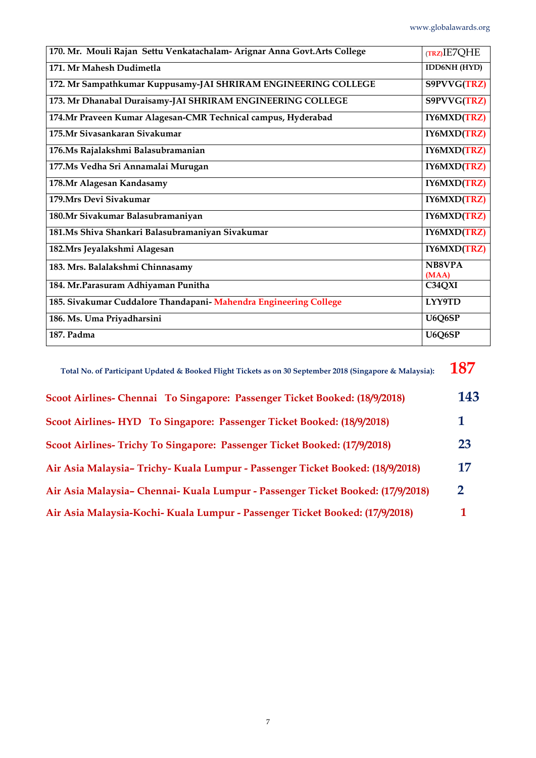| | |
|---|---|
| **170. Mr. Mouli Rajan Settu Venkatachalam- Arignar Anna Govt.Arts College** | (TRZ)IE7QHE |
| **171. Mr Mahesh Dudimetla** | **IDD6NH (HYD)** |
| **172. Mr Sampathkumar Kuppusamy-JAI SHRIRAM ENGINEERING COLLEGE** | **S9PVVG(TRZ)** |
| **173. Mr Dhanabal Duraisamy-JAI SHRIRAM ENGINEERING COLLEGE** | **S9PVVG(TRZ)** |
| **174.Mr Praveen Kumar Alagesan-CMR Technical campus, Hyderabad** | **IY6MXD(TRZ)** |
| **175.Mr Sivasankaran Sivakumar** | **IY6MXD(TRZ)** |
| **176.Ms Rajalakshmi Balasubramanian** | **IY6MXD(TRZ)** |
| **177.Ms Vedha Sri Annamalai Murugan** | **IY6MXD(TRZ)** |
| **178.Mr Alagesan Kandasamy** | **IY6MXD(TRZ)** |
| **179.Mrs Devi Sivakumar** | **IY6MXD(TRZ)** |
| **180.Mr Sivakumar Balasubramaniyan** | **IY6MXD(TRZ)** |
| **181.Ms Shiva Shankari Balasubramaniyan Sivakumar** | **IY6MXD(TRZ)** |
| **182.Mrs Jeyalakshmi Alagesan** | **IY6MXD(TRZ)** |
| **183. Mrs. Balalakshmi Chinnasamy** | **NB8VPA (MAA)** |
| **184. Mr.Parasuram Adhiyaman Punitha** | **C34QXI** |
| **185. Sivakumar Cuddalore Thandapani- Mahendra Engineering College** | **LYY9TD** |
| **186. Ms. Uma Priyadharsini** | **U6Q6SP** |
| **187. Padma** | **U6Q6SP** |

**Total No. of Participant Updated & Booked Flight Tickets as on 30 September 2018 (Singapore & Malaysia): 187**

| | |
|---|---|
| **Scoot Airlines- Chennai To Singapore: Passenger Ticket Booked: (18/9/2018)** | **143** |
| **Scoot Airlines- HYD To Singapore: Passenger Ticket Booked: (18/9/2018)** | **1** |
| **Scoot Airlines- Trichy To Singapore: Passenger Ticket Booked: (17/9/2018)** | **23** |
| **Air Asia Malaysia– Trichy- Kuala Lumpur - Passenger Ticket Booked: (18/9/2018)** | **17** |
| **Air Asia Malaysia– Chennai- Kuala Lumpur - Passenger Ticket Booked: (17/9/2018)** | **2** |
| **Air Asia Malaysia-Kochi- Kuala Lumpur - Passenger Ticket Booked: (17/9/2018)** | **1** |